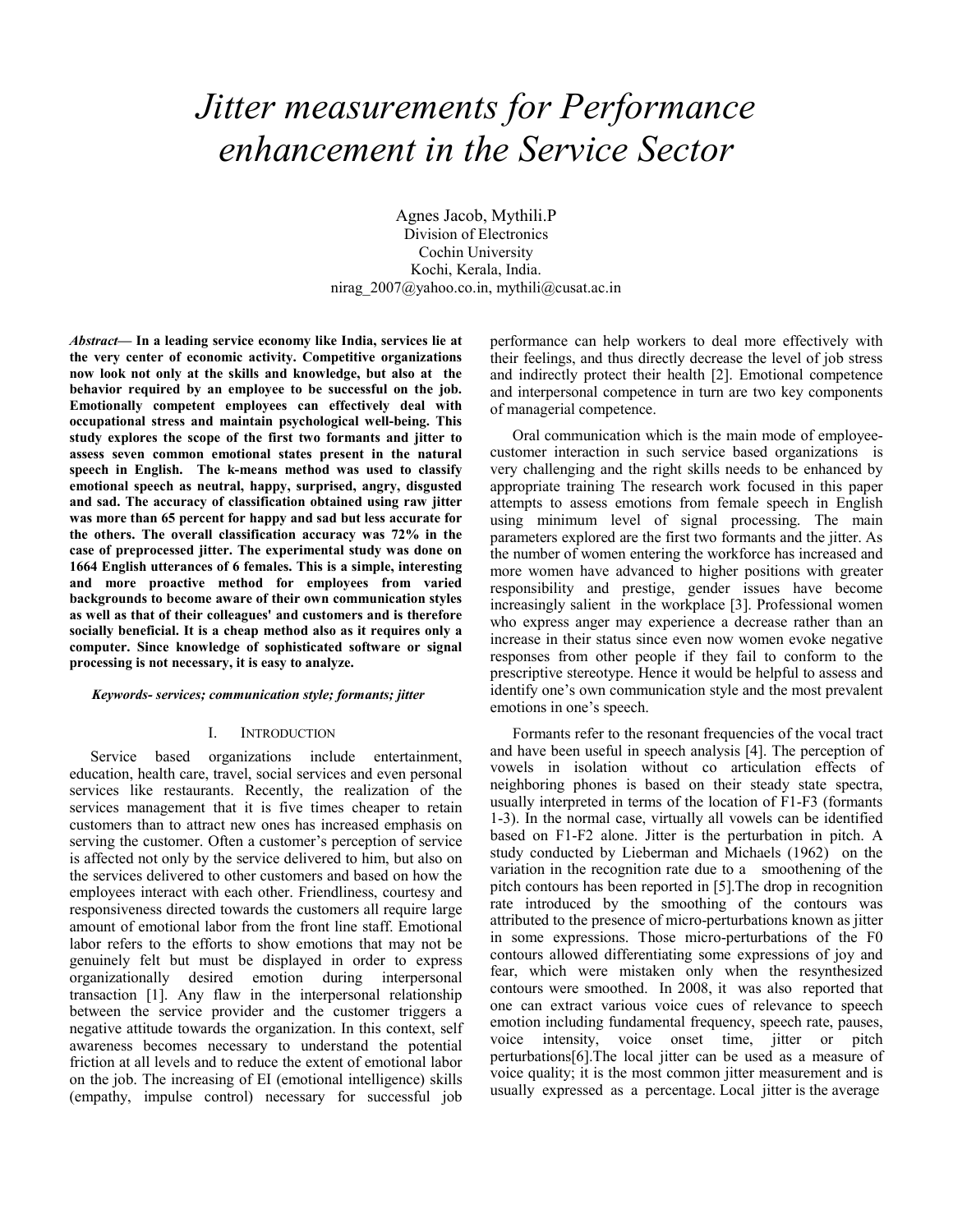// Jitter measurements for Performance enhancement in the Service Sector

# Jitter measurements for Performance enhancement in the Service Sector

Agnes Jacob, Mythili.P
Division of Electronics
Cochin University
Kochi, Kerala, India.
nirag_2007@yahoo.co.in, mythili@cusat.ac.in

***Abstract*— In a leading service economy like India, services lie at the very center of economic activity. Competitive organizations now look not only at the skills and knowledge, but also at the behavior required by an employee to be successful on the job. Emotionally competent employees can effectively deal with occupational stress and maintain psychological well-being. This study explores the scope of the first two formants and jitter to assess seven common emotional states present in the natural speech in English. The k-means method was used to classify emotional speech as neutral, happy, surprised, angry, disgusted and sad. The accuracy of classification obtained using raw jitter was more than 65 percent for happy and sad but less accurate for the others. The overall classification accuracy was 72% in the case of preprocessed jitter. The experimental study was done on 1664 English utterances of 6 females. This is a simple, interesting and more proactive method for employees from varied backgrounds to become aware of their own communication styles as well as that of their colleagues' and customers and is therefore socially beneficial. It is a cheap method also as it requires only a computer. Since knowledge of sophisticated software or signal processing is not necessary, it is easy to analyze.**

***Keywords- services; communication style; formants; jitter***

## I. Introduction

Service based organizations include entertainment, education, health care, travel, social services and even personal services like restaurants. Recently, the realization of the services management that it is five times cheaper to retain customers than to attract new ones has increased emphasis on serving the customer. Often a customer's perception of service is affected not only by the service delivered to him, but also on the services delivered to other customers and based on how the employees interact with each other. Friendliness, courtesy and responsiveness directed towards the customers all require large amount of emotional labor from the front line staff. Emotional labor refers to the efforts to show emotions that may not be genuinely felt but must be displayed in order to express organizationally desired emotion during interpersonal transaction [1]. Any flaw in the interpersonal relationship between the service provider and the customer triggers a negative attitude towards the organization. In this context, self awareness becomes necessary to understand the potential friction at all levels and to reduce the extent of emotional labor on the job. The increasing of EI (emotional intelligence) skills (empathy, impulse control) necessary for successful job performance can help workers to deal more effectively with their feelings, and thus directly decrease the level of job stress and indirectly protect their health [2]. Emotional competence and interpersonal competence in turn are two key components of managerial competence.

Oral communication which is the main mode of employee-customer interaction in such service based organizations is very challenging and the right skills needs to be enhanced by appropriate training The research work focused in this paper attempts to assess emotions from female speech in English using minimum level of signal processing. The main parameters explored are the first two formants and the jitter. As the number of women entering the workforce has increased and more women have advanced to higher positions with greater responsibility and prestige, gender issues have become increasingly salient in the workplace [3]. Professional women who express anger may experience a decrease rather than an increase in their status since even now women evoke negative responses from other people if they fail to conform to the prescriptive stereotype. Hence it would be helpful to assess and identify one's own communication style and the most prevalent emotions in one's speech.

Formants refer to the resonant frequencies of the vocal tract and have been useful in speech analysis [4]. The perception of vowels in isolation without co articulation effects of neighboring phones is based on their steady state spectra, usually interpreted in terms of the location of F1-F3 (formants 1-3). In the normal case, virtually all vowels can be identified based on F1-F2 alone. Jitter is the perturbation in pitch. A study conducted by Lieberman and Michaels (1962) on the variation in the recognition rate due to a smoothening of the pitch contours has been reported in [5].The drop in recognition rate introduced by the smoothing of the contours was attributed to the presence of micro-perturbations known as jitter in some expressions. Those micro-perturbations of the F0 contours allowed differentiating some expressions of joy and fear, which were mistaken only when the resynthesized contours were smoothed. In 2008, it was also reported that one can extract various voice cues of relevance to speech emotion including fundamental frequency, speech rate, pauses, voice intensity, voice onset time, jitter or pitch perturbations[6].The local jitter can be used as a measure of voice quality; it is the most common jitter measurement and is usually expressed as a percentage. Local jitter is the average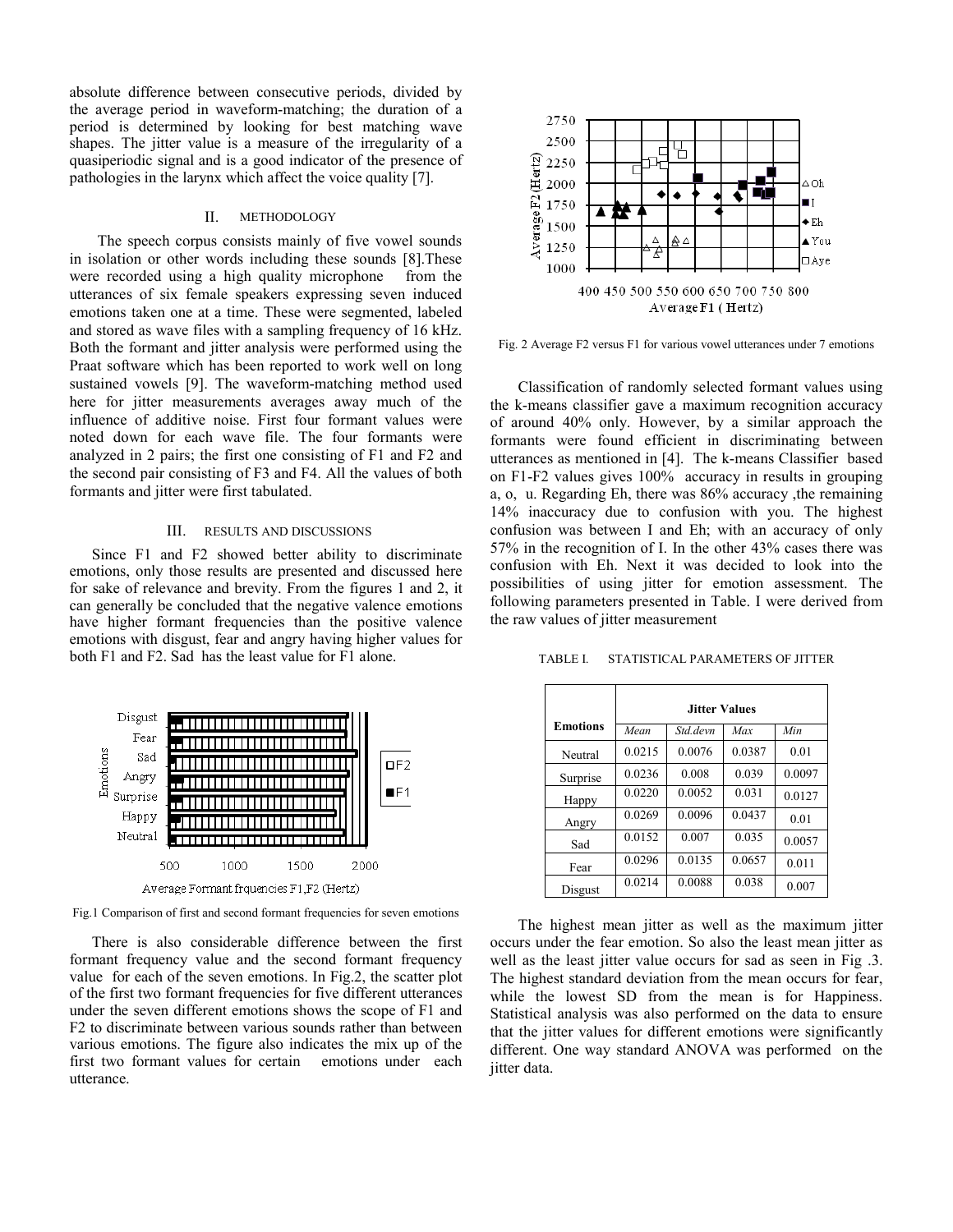absolute difference between consecutive periods, divided by the average period in waveform-matching; the duration of a period is determined by looking for best matching wave shapes. The jitter value is a measure of the irregularity of a quasiperiodic signal and is a good indicator of the presence of pathologies in the larynx which affect the voice quality [7].

## II. METHODOLOGY

The speech corpus consists mainly of five vowel sounds in isolation or other words including these sounds [8].These were recorded using a high quality microphone from the utterances of six female speakers expressing seven induced emotions taken one at a time. These were segmented, labeled and stored as wave files with a sampling frequency of 16 kHz. Both the formant and jitter analysis were performed using the Praat software which has been reported to work well on long sustained vowels [9]. The waveform-matching method used here for jitter measurements averages away much of the influence of additive noise. First four formant values were noted down for each wave file. The four formants were analyzed in 2 pairs; the first one consisting of F1 and F2 and the second pair consisting of F3 and F4. All the values of both formants and jitter were first tabulated.

## III. RESULTS AND DISCUSSIONS

Since F1 and F2 showed better ability to discriminate emotions, only those results are presented and discussed here for sake of relevance and brevity. From the figures 1 and 2, it can generally be concluded that the negative valence emotions have higher formant frequencies than the positive valence emotions with disgust, fear and angry having higher values for both F1 and F2. Sad has the least value for F1 alone.

Fig.1 Comparison of first and second formant frequencies for seven emotions

There is also considerable difference between the first formant frequency value and the second formant frequency value for each of the seven emotions. In Fig.2, the scatter plot of the first two formant frequencies for five different utterances under the seven different emotions shows the scope of F1 and F2 to discriminate between various sounds rather than between various emotions. The figure also indicates the mix up of the first two formant values for certain emotions under each utterance.

Fig. 2 Average F2 versus F1 for various vowel utterances under 7 emotions

Classification of randomly selected formant values using the k-means classifier gave a maximum recognition accuracy of around 40% only. However, by a similar approach the formants were found efficient in discriminating between utterances as mentioned in [4]. The k-means Classifier based on F1-F2 values gives 100% accuracy in results in grouping a, o, u. Regarding Eh, there was 86% accuracy ,the remaining 14% inaccuracy due to confusion with you. The highest confusion was between I and Eh; with an accuracy of only 57% in the recognition of I. In the other 43% cases there was confusion with Eh. Next it was decided to look into the possibilities of using jitter for emotion assessment. The following parameters presented in Table. I were derived from the raw values of jitter measurement

TABLE I. STATISTICAL PARAMETERS OF JITTER

| Emotions | Jitter Values | | | |
|---|---|---|---|---|
| | *Mean* | *Std.devn* | *Max* | *Min* |
| Neutral | 0.0215 | 0.0076 | 0.0387 | 0.01 |
| Surprise | 0.0236 | 0.008 | 0.039 | 0.0097 |
| Happy | 0.0220 | 0.0052 | 0.031 | 0.0127 |
| Angry | 0.0269 | 0.0096 | 0.0437 | 0.01 |
| Sad | 0.0152 | 0.007 | 0.035 | 0.0057 |
| Fear | 0.0296 | 0.0135 | 0.0657 | 0.011 |
| Disgust | 0.0214 | 0.0088 | 0.038 | 0.007 |

The highest mean jitter as well as the maximum jitter occurs under the fear emotion. So also the least mean jitter as well as the least jitter value occurs for sad as seen in Fig .3. The highest standard deviation from the mean occurs for fear, while the lowest SD from the mean is for Happiness. Statistical analysis was also performed on the data to ensure that the jitter values for different emotions were significantly different. One way standard ANOVA was performed on the jitter data.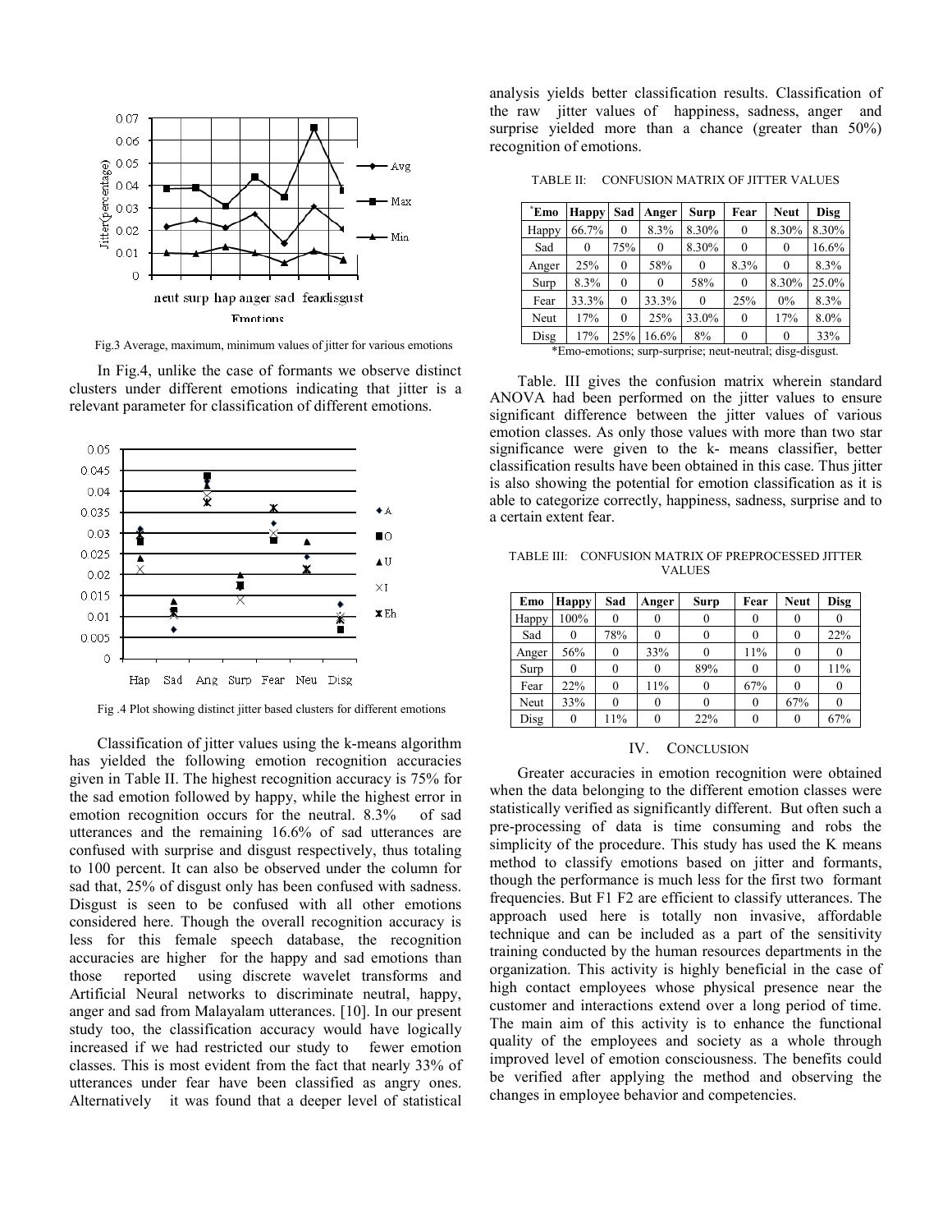Fig.3 Average, maximum, minimum values of jitter for various emotions

In Fig.4, unlike the case of formants we observe distinct clusters under different emotions indicating that jitter is a relevant parameter for classification of different emotions.

Fig .4 Plot showing distinct jitter based clusters for different emotions

Classification of jitter values using the k-means algorithm has yielded the following emotion recognition accuracies given in Table II. The highest recognition accuracy is 75% for the sad emotion followed by happy, while the highest error in emotion recognition occurs for the neutral. 8.3% of sad utterances and the remaining 16.6% of sad utterances are confused with surprise and disgust respectively, thus totaling to 100 percent. It can also be observed under the column for sad that, 25% of disgust only has been confused with sadness. Disgust is seen to be confused with all other emotions considered here. Though the overall recognition accuracy is less for this female speech database, the recognition accuracies are higher for the happy and sad emotions than those reported using discrete wavelet transforms and Artificial Neural networks to discriminate neutral, happy, anger and sad from Malayalam utterances. [10]. In our present study too, the classification accuracy would have logically increased if we had restricted our study to fewer emotion classes. This is most evident from the fact that nearly 33% of utterances under fear have been classified as angry ones. Alternatively it was found that a deeper level of statistical analysis yields better classification results. Classification of the raw jitter values of happiness, sadness, anger and surprise yielded more than a chance (greater than 50%) recognition of emotions.

TABLE II: CONFUSION MATRIX OF JITTER VALUES

| *Emo | Happy | Sad | Anger | Surp | Fear | Neut | Disg |
|---|---|---|---|---|---|---|---|
| Happy | 66.7% | 0 | 8.3% | 8.30% | 0 | 8.30% | 8.30% |
| Sad | 0 | 75% | 0 | 8.30% | 0 | 0 | 16.6% |
| Anger | 25% | 0 | 58% | 0 | 8.3% | 0 | 8.3% |
| Surp | 8.3% | 0 | 0 | 58% | 0 | 8.30% | 25.0% |
| Fear | 33.3% | 0 | 33.3% | 0 | 25% | 0% | 8.3% |
| Neut | 17% | 0 | 25% | 33.0% | 0 | 17% | 8.0% |
| Disg | 17% | 25% | 16.6% | 8% | 0 | 0 | 33% |

*Emo-emotions; surp-surprise; neut-neutral; disg-disgust.

Table. III gives the confusion matrix wherein standard ANOVA had been performed on the jitter values to ensure significant difference between the jitter values of various emotion classes. As only those values with more than two star significance were given to the k- means classifier, better classification results have been obtained in this case. Thus jitter is also showing the potential for emotion classification as it is able to categorize correctly, happiness, sadness, surprise and to a certain extent fear.

TABLE III: CONFUSION MATRIX OF PREPROCESSED JITTER VALUES

| Emo | Happy | Sad | Anger | Surp | Fear | Neut | Disg |
|---|---|---|---|---|---|---|---|
| Happy | 100% | 0 | 0 | 0 | 0 | 0 | 0 |
| Sad | 0 | 78% | 0 | 0 | 0 | 0 | 22% |
| Anger | 56% | 0 | 33% | 0 | 11% | 0 | 0 |
| Surp | 0 | 0 | 0 | 89% | 0 | 0 | 11% |
| Fear | 22% | 0 | 11% | 0 | 67% | 0 | 0 |
| Neut | 33% | 0 | 0 | 0 | 0 | 67% | 0 |
| Disg | 0 | 11% | 0 | 22% | 0 | 0 | 67% |

## IV. CONCLUSION

Greater accuracies in emotion recognition were obtained when the data belonging to the different emotion classes were statistically verified as significantly different. But often such a pre-processing of data is time consuming and robs the simplicity of the procedure. This study has used the K means method to classify emotions based on jitter and formants, though the performance is much less for the first two formant frequencies. But F1 F2 are efficient to classify utterances. The approach used here is totally non invasive, affordable technique and can be included as a part of the sensitivity training conducted by the human resources departments in the organization. This activity is highly beneficial in the case of high contact employees whose physical presence near the customer and interactions extend over a long period of time. The main aim of this activity is to enhance the functional quality of the employees and society as a whole through improved level of emotion consciousness. The benefits could be verified after applying the method and observing the changes in employee behavior and competencies.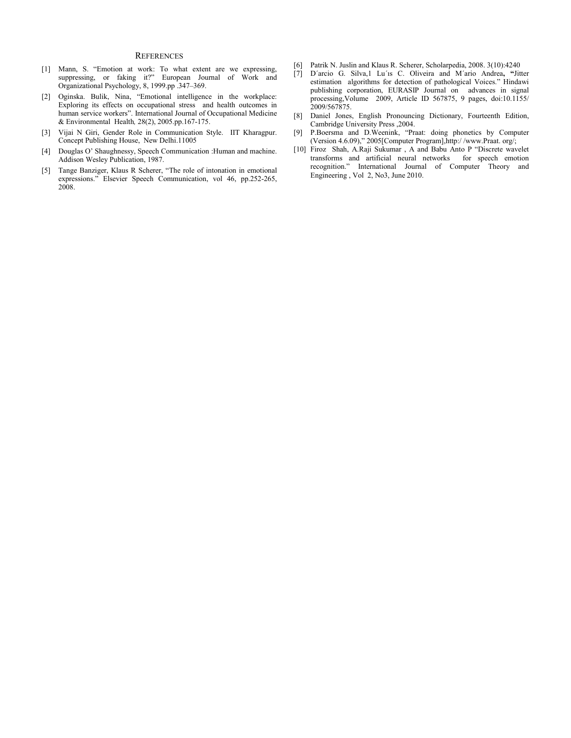## REFERENCES

[1] Mann, S. "Emotion at work: To what extent are we expressing, suppressing, or faking it?" European Journal of Work and Organizational Psychology, 8, 1999.pp .347–369.

[2] Oginska. Bulik, Nina, "Emotional intelligence in the workplace: Exploring its effects on occupational stress and health outcomes in human service workers". International Journal of Occupational Medicine & Environmental Health*,* 28(2), 2005.pp.167-175.

[3] Vijai N Giri, Gender Role in Communication Style. IIT Kharagpur. Concept Publishing House, New Delhi.11005

[4] Douglas O' Shaughnessy, Speech Communication :Human and machine. Addison Wesley Publication, 1987.

[5] Tange Banziger, Klaus R Scherer, "The role of intonation in emotional expressions." Elsevier Speech Communication, vol 46, pp.252-265, 2008.

[6] Patrik N. Juslin and Klaus R. Scherer, Scholarpedia, 2008. 3(10):4240

[7] D´arcio G. Silva,1 Lu´ıs C. Oliveira and M´ario Andrea**, "**Jitter estimation algorithms for detection of pathological Voices." Hindawi publishing corporation, EURASIP Journal on advances in signal processing,Volume 2009, Article ID 567875, 9 pages, doi:10.1155/ 2009/567875.

[8] Daniel Jones, English Pronouncing Dictionary, Fourteenth Edition, Cambridge University Press ,2004.

[9] P.Boersma and D.Weenink, "Praat: doing phonetics by Computer (Version 4.6.09)," 2005[Computer Program],http:/ /www.Praat. org/;

[10] Firoz Shah, A.Raji Sukumar , A and Babu Anto P "Discrete wavelet transforms and artificial neural networks for speech emotion recognition." International Journal of Computer Theory and Engineering , Vol 2, No3, June 2010.